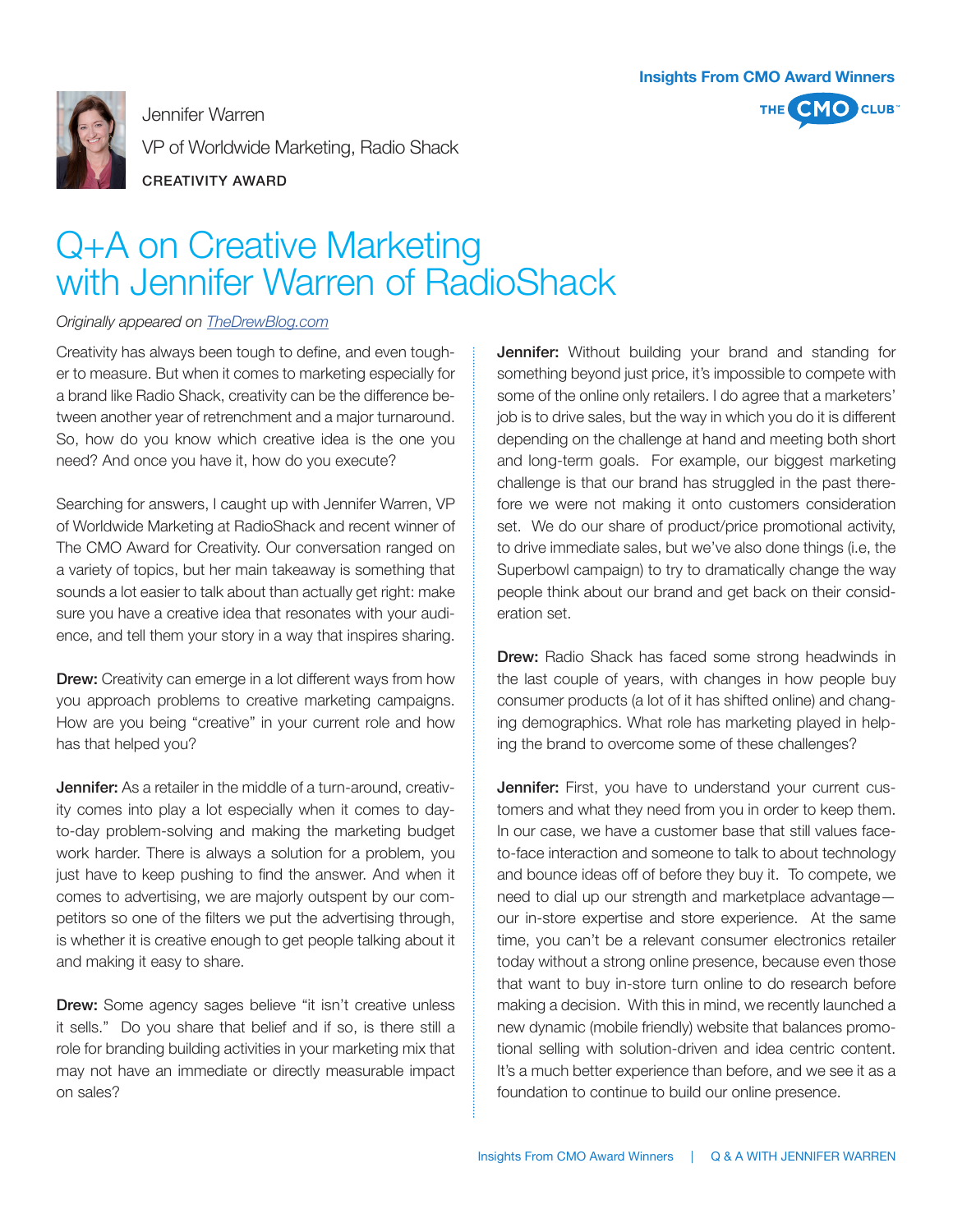Jennifer Warren

VP of Worldwide Marketing, Radio Shack

CREATIVITY AWARD

Insights From CMO Award Winners

THE CMO CLUB

# Q+A on Creative Marketing with Jennifer Warren of RadioShack

*Originally appeared on [TheDrewBlog.com](TheDrewBlog.com)*

Creativity has always been tough to define, and even tougher to measure. But when it comes to marketing especially for a brand like Radio Shack, creativity can be the difference between another year of retrenchment and a major turnaround. So, how do you know which creative idea is the one you need? And once you have it, how do you execute?

Searching for answers, I caught up with Jennifer Warren, VP of Worldwide Marketing at RadioShack and recent winner of The CMO Award for Creativity. Our conversation ranged on a variety of topics, but her main takeaway is something that sounds a lot easier to talk about than actually get right: make sure you have a creative idea that resonates with your audience, and tell them your story in a way that inspires sharing.

**Drew:** Creativity can emerge in a lot different ways from how you approach problems to creative marketing campaigns. How are you being "creative" in your current role and how has that helped you?

**Jennifer:** As a retailer in the middle of a turn-around, creativity comes into play a lot especially when it comes to day-to-day problem-solving and making the marketing budget work harder. There is always a solution for a problem, you just have to keep pushing to find the answer. And when it comes to advertising, we are majorly outspent by our competitors so one of the filters we put the advertising through, is whether it is creative enough to get people talking about it and making it easy to share.

**Drew:** Some agency sages believe "it isn't creative unless it sells." Do you share that belief and if so, is there still a role for branding building activities in your marketing mix that may not have an immediate or directly measurable impact on sales?

**Jennifer:** Without building your brand and standing for something beyond just price, it's impossible to compete with some of the online only retailers. I do agree that a marketers' job is to drive sales, but the way in which you do it is different depending on the challenge at hand and meeting both short and long-term goals. For example, our biggest marketing challenge is that our brand has struggled in the past therefore we were not making it onto customers consideration set. We do our share of product/price promotional activity, to drive immediate sales, but we've also done things (i.e, the Superbowl campaign) to try to dramatically change the way people think about our brand and get back on their consideration set.

**Drew:** Radio Shack has faced some strong headwinds in the last couple of years, with changes in how people buy consumer products (a lot of it has shifted online) and changing demographics. What role has marketing played in helping the brand to overcome some of these challenges?

**Jennifer:** First, you have to understand your current customers and what they need from you in order to keep them. In our case, we have a customer base that still values face-to-face interaction and someone to talk to about technology and bounce ideas off of before they buy it. To compete, we need to dial up our strength and marketplace advantage—our in-store expertise and store experience. At the same time, you can't be a relevant consumer electronics retailer today without a strong online presence, because even those that want to buy in-store turn online to do research before making a decision. With this in mind, we recently launched a new dynamic (mobile friendly) website that balances promotional selling with solution-driven and idea centric content. It's a much better experience than before, and we see it as a foundation to continue to build our online presence.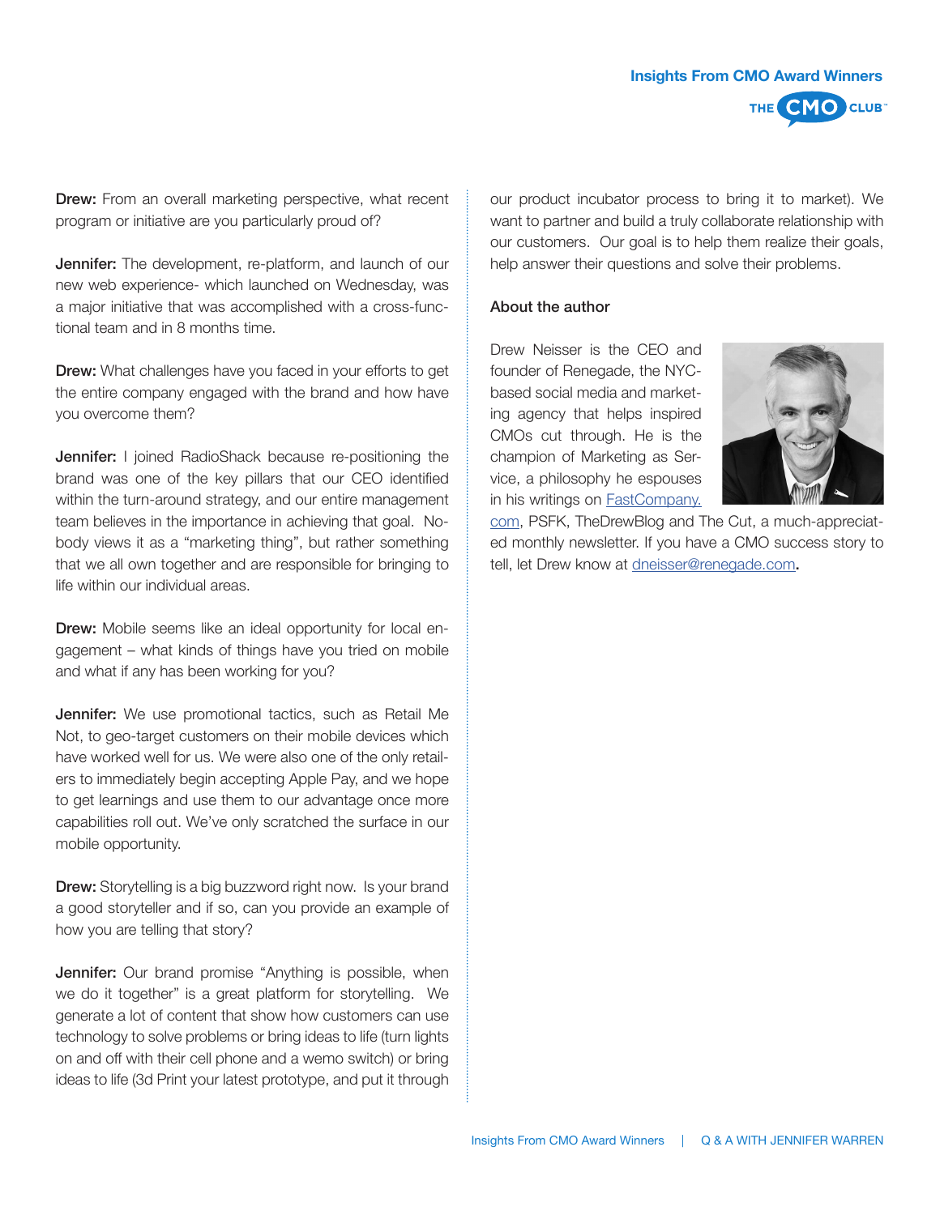**Drew:** From an overall marketing perspective, what recent program or initiative are you particularly proud of?

**Jennifer:** The development, re-platform, and launch of our new web experience- which launched on Wednesday, was a major initiative that was accomplished with a cross-functional team and in 8 months time.

**Drew:** What challenges have you faced in your efforts to get the entire company engaged with the brand and how have you overcome them?

**Jennifer:** I joined RadioShack because re-positioning the brand was one of the key pillars that our CEO identified within the turn-around strategy, and our entire management team believes in the importance in achieving that goal. Nobody views it as a "marketing thing", but rather something that we all own together and are responsible for bringing to life within our individual areas.

**Drew:** Mobile seems like an ideal opportunity for local engagement – what kinds of things have you tried on mobile and what if any has been working for you?

**Jennifer:** We use promotional tactics, such as Retail Me Not, to geo-target customers on their mobile devices which have worked well for us. We were also one of the only retailers to immediately begin accepting Apple Pay, and we hope to get learnings and use them to our advantage once more capabilities roll out. We've only scratched the surface in our mobile opportunity.

**Drew:** Storytelling is a big buzzword right now. Is your brand a good storyteller and if so, can you provide an example of how you are telling that story?

**Jennifer:** Our brand promise "Anything is possible, when we do it together" is a great platform for storytelling. We generate a lot of content that show how customers can use technology to solve problems or bring ideas to life (turn lights on and off with their cell phone and a wemo switch) or bring ideas to life (3d Print your latest prototype, and put it through our product incubator process to bring it to market). We want to partner and build a truly collaborate relationship with our customers. Our goal is to help them realize their goals, help answer their questions and solve their problems.

### About the author

Drew Neisser is the CEO and founder of Renegade, the NYC-based social media and marketing agency that helps inspired CMOs cut through. He is the champion of Marketing as Service, a philosophy he espouses in his writings on FastCompany.com, PSFK, TheDrewBlog and The Cut, a much-appreciated monthly newsletter. If you have a CMO success story to tell, let Drew know at dneisser@renegade.com.